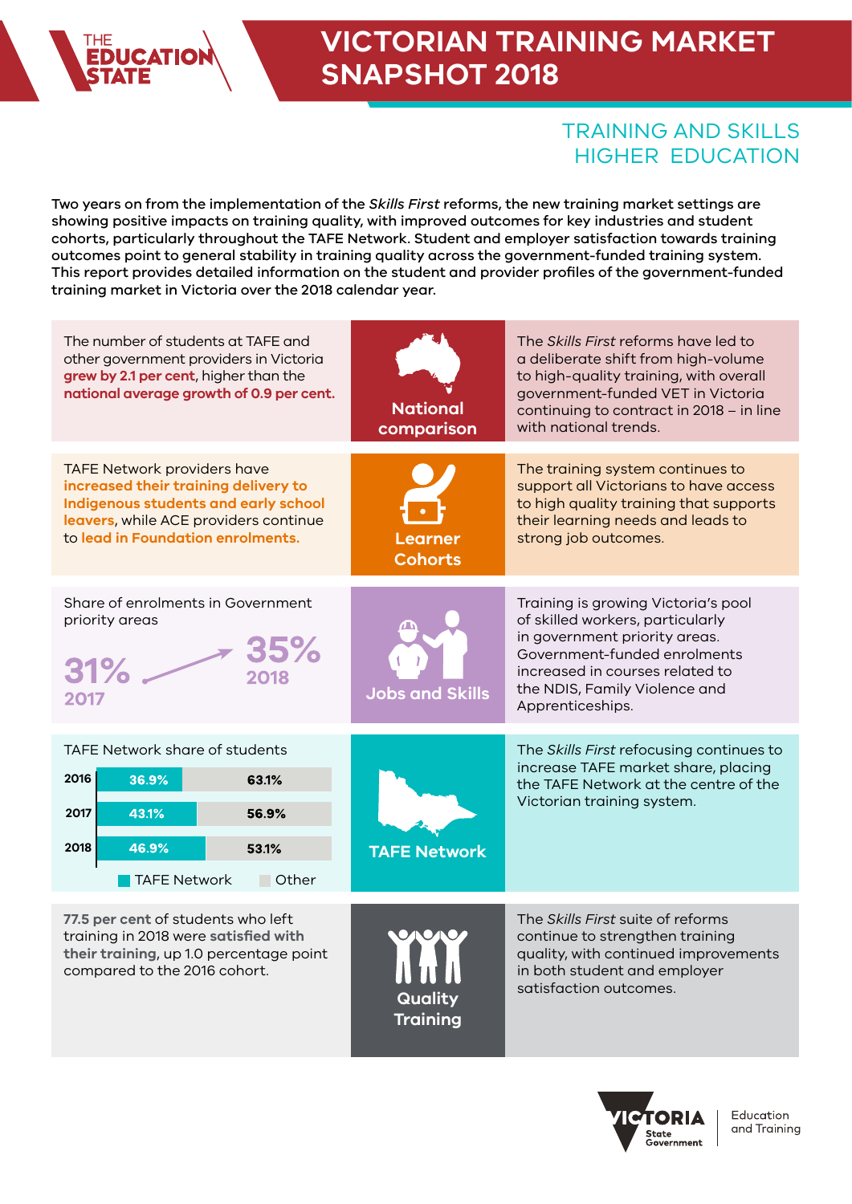THE EDUCATION STATE

# VICTORIAN TRAINING MARKET SNAPSHOT 2018

## TRAINING AND SKILLS HIGHER EDUCATION

Two years on from the implementation of the *Skills First* reforms, the new training market settings are showing positive impacts on training quality, with improved outcomes for key industries and student cohorts, particularly throughout the TAFE Network. Student and employer satisfaction towards training outcomes point to general stability in training quality across the government-funded training system. This report provides detailed information on the student and provider profiles of the government-funded training market in Victoria over the 2018 calendar year.

### National comparison

The number of students at TAFE and other government providers in Victoria **grew by 2.1 per cent**, higher than the **national average growth of 0.9 per cent.**

The *Skills First* reforms have led to a deliberate shift from high-volume to high-quality training, with overall government-funded VET in Victoria continuing to contract in 2018 – in line with national trends.

### Learner Cohorts

TAFE Network providers have **increased their training delivery to Indigenous students and early school leavers**, while ACE providers continue to **lead in Foundation enrolments.**

The training system continues to support all Victorians to have access to high quality training that supports their learning needs and leads to strong job outcomes.

### Jobs and Skills

Share of enrolments in Government priority areas

**31%** 2017 → **35%** 2018

Training is growing Victoria's pool of skilled workers, particularly in government priority areas. Government-funded enrolments increased in courses related to the NDIS, Family Violence and Apprenticeships.

### TAFE Network

TAFE Network share of students

| Year | TAFE Network | Other |
|---|---|---|
| 2016 | 36.9% | 63.1% |
| 2017 | 43.1% | 56.9% |
| 2018 | 46.9% | 53.1% |

The *Skills First* refocusing continues to increase TAFE market share, placing the TAFE Network at the centre of the Victorian training system.

### Quality Training

**77.5 per cent** of students who left training in 2018 were **satisfied with their training**, up 1.0 percentage point compared to the 2016 cohort.

The *Skills First* suite of reforms continue to strengthen training quality, with continued improvements in both student and employer satisfaction outcomes.

VICTORIA State Government | Education and Training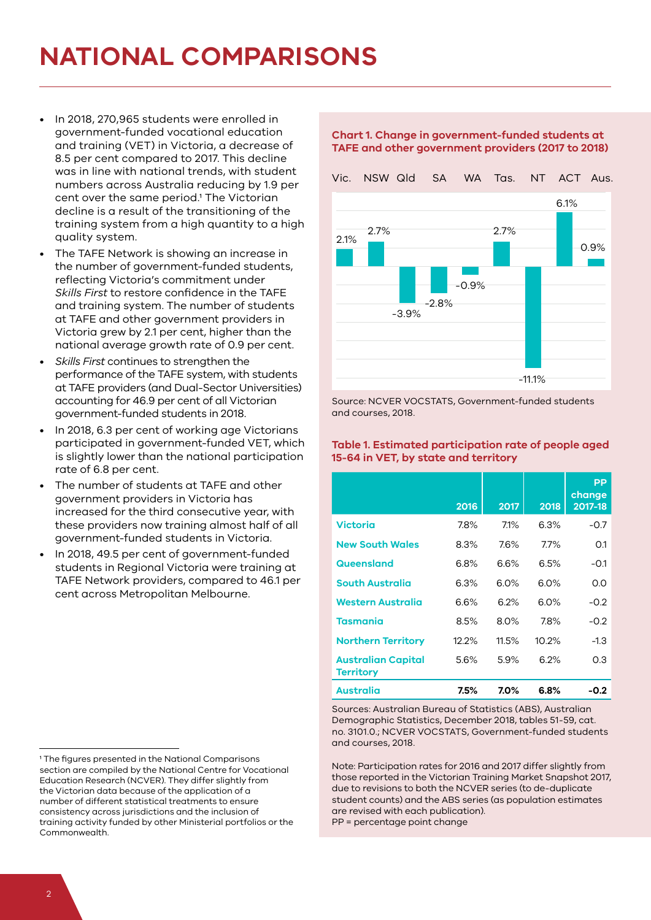# NATIONAL COMPARISONS

- In 2018, 270,965 students were enrolled in government-funded vocational education and training (VET) in Victoria, a decrease of 8.5 per cent compared to 2017. This decline was in line with national trends, with student numbers across Australia reducing by 1.9 per cent over the same period.[1] The Victorian decline is a result of the transitioning of the training system from a high quantity to a high quality system.
- The TAFE Network is showing an increase in the number of government-funded students, reflecting Victoria's commitment under *Skills First* to restore confidence in the TAFE and training system. The number of students at TAFE and other government providers in Victoria grew by 2.1 per cent, higher than the national average growth rate of 0.9 per cent.
- *Skills First* continues to strengthen the performance of the TAFE system, with students at TAFE providers (and Dual-Sector Universities) accounting for 46.9 per cent of all Victorian government-funded students in 2018.
- In 2018, 6.3 per cent of working age Victorians participated in government-funded VET, which is slightly lower than the national participation rate of 6.8 per cent.
- The number of students at TAFE and other government providers in Victoria has increased for the third consecutive year, with these providers now training almost half of all government-funded students in Victoria.
- In 2018, 49.5 per cent of government-funded students in Regional Victoria were training at TAFE Network providers, compared to 46.1 per cent across Metropolitan Melbourne.

[1] The figures presented in the National Comparisons section are compiled by the National Centre for Vocational Education Research (NCVER). They differ slightly from the Victorian data because of the application of a number of different statistical treatments to ensure consistency across jurisdictions and the inclusion of training activity funded by other Ministerial portfolios or the Commonwealth.

**Chart 1. Change in government-funded students at TAFE and other government providers (2017 to 2018)**

| Vic. | NSW | Qld | SA | WA | Tas. | NT | ACT | Aus. |
|---|---|---|---|---|---|---|---|---|
| 2.1% | 2.7% | -3.9% | -2.8% | -0.9% | 2.7% | -11.1% | 6.1% | 0.9% |

Source: NCVER VOCSTATS, Government-funded students and courses, 2018.

**Table 1. Estimated participation rate of people aged 15-64 in VET, by state and territory**

| | 2016 | 2017 | 2018 | PP change 2017-18 |
|---|---|---|---|---|
| Victoria | 7.8% | 7.1% | 6.3% | -0.7 |
| New South Wales | 8.3% | 7.6% | 7.7% | 0.1 |
| Queensland | 6.8% | 6.6% | 6.5% | -0.1 |
| South Australia | 6.3% | 6.0% | 6.0% | 0.0 |
| Western Australia | 6.6% | 6.2% | 6.0% | -0.2 |
| Tasmania | 8.5% | 8.0% | 7.8% | -0.2 |
| Northern Territory | 12.2% | 11.5% | 10.2% | -1.3 |
| Australian Capital Territory | 5.6% | 5.9% | 6.2% | 0.3 |
| **Australia** | **7.5%** | **7.0%** | **6.8%** | **-0.2** |

Sources: Australian Bureau of Statistics (ABS), Australian Demographic Statistics, December 2018, tables 51-59, cat. no. 3101.0.; NCVER VOCSTATS, Government-funded students and courses, 2018.

Note: Participation rates for 2016 and 2017 differ slightly from those reported in the Victorian Training Market Snapshot 2017, due to revisions to both the NCVER series (to de-duplicate student counts) and the ABS series (as population estimates are revised with each publication).
PP = percentage point change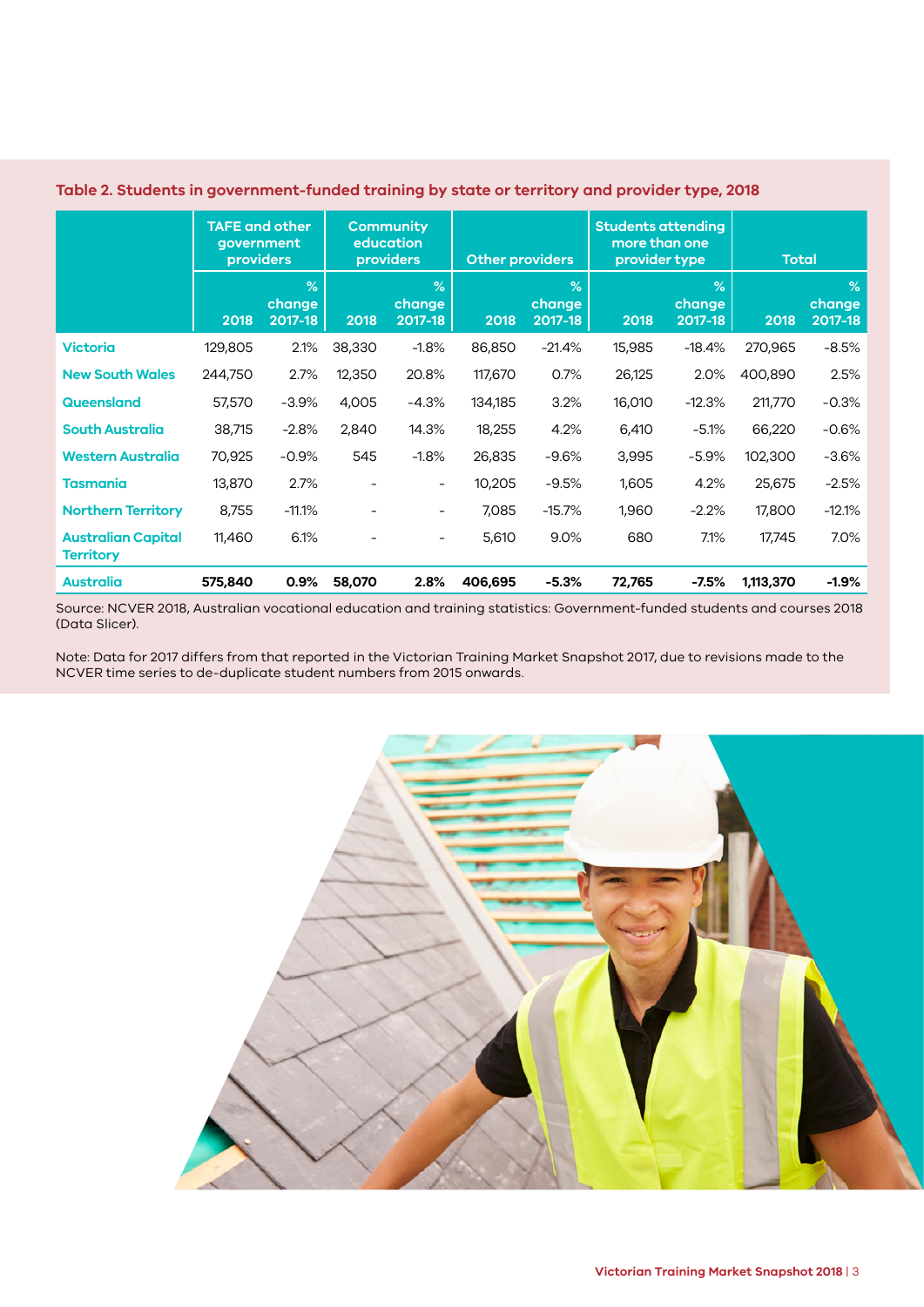**Table 2. Students in government-funded training by state or territory and provider type, 2018**

| | TAFE and other government providers | | Community education providers | | Other providers | | Students attending more than one provider type | | Total | |
|---|---|---|---|---|---|---|---|---|---|---|
| | 2018 | % change 2017-18 | 2018 | % change 2017-18 | 2018 | % change 2017-18 | 2018 | % change 2017-18 | 2018 | % change 2017-18 |
| Victoria | 129,805 | 2.1% | 38,330 | -1.8% | 86,850 | -21.4% | 15,985 | -18.4% | 270,965 | -8.5% |
| New South Wales | 244,750 | 2.7% | 12,350 | 20.8% | 117,670 | 0.7% | 26,125 | 2.0% | 400,890 | 2.5% |
| Queensland | 57,570 | -3.9% | 4,005 | -4.3% | 134,185 | 3.2% | 16,010 | -12.3% | 211,770 | -0.3% |
| South Australia | 38,715 | -2.8% | 2,840 | 14.3% | 18,255 | 4.2% | 6,410 | -5.1% | 66,220 | -0.6% |
| Western Australia | 70,925 | -0.9% | 545 | -1.8% | 26,835 | -9.6% | 3,995 | -5.9% | 102,300 | -3.6% |
| Tasmania | 13,870 | 2.7% | - | - | 10,205 | -9.5% | 1,605 | 4.2% | 25,675 | -2.5% |
| Northern Territory | 8,755 | -11.1% | - | - | 7,085 | -15.7% | 1,960 | -2.2% | 17,800 | -12.1% |
| Australian Capital Territory | 11,460 | 6.1% | - | - | 5,610 | 9.0% | 680 | 7.1% | 17,745 | 7.0% |
| **Australia** | **575,840** | **0.9%** | **58,070** | **2.8%** | **406,695** | **-5.3%** | **72,765** | **-7.5%** | **1,113,370** | **-1.9%** |

Source: NCVER 2018, Australian vocational education and training statistics: Government-funded students and courses 2018 (Data Slicer).

Note: Data for 2017 differs from that reported in the Victorian Training Market Snapshot 2017, due to revisions made to the NCVER time series to de-duplicate student numbers from 2015 onwards.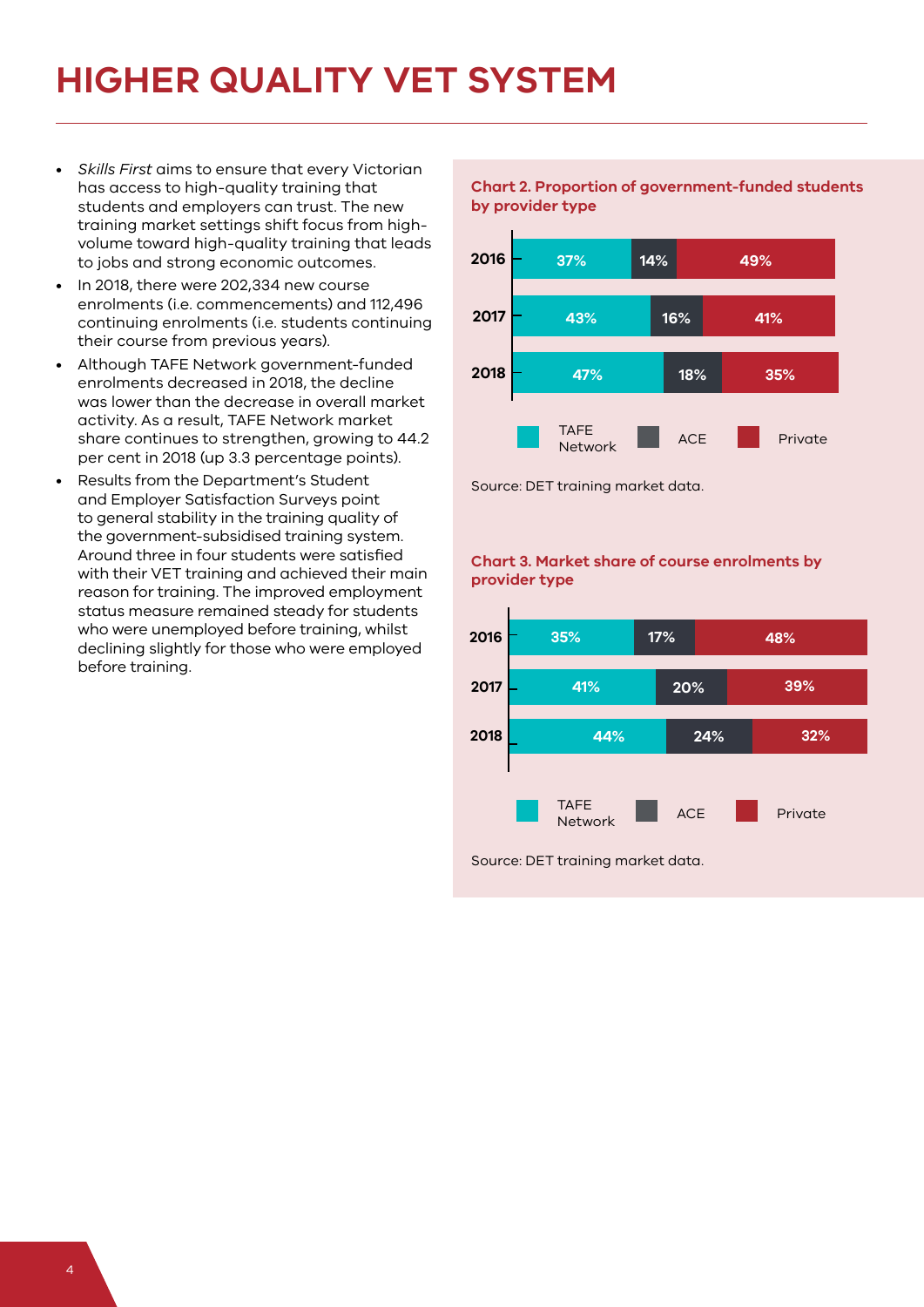# HIGHER QUALITY VET SYSTEM

- *Skills First* aims to ensure that every Victorian has access to high-quality training that students and employers can trust. The new training market settings shift focus from high-volume toward high-quality training that leads to jobs and strong economic outcomes.
- In 2018, there were 202,334 new course enrolments (i.e. commencements) and 112,496 continuing enrolments (i.e. students continuing their course from previous years).
- Although TAFE Network government-funded enrolments decreased in 2018, the decline was lower than the decrease in overall market activity. As a result, TAFE Network market share continues to strengthen, growing to 44.2 per cent in 2018 (up 3.3 percentage points).
- Results from the Department's Student and Employer Satisfaction Surveys point to general stability in the training quality of the government-subsidised training system. Around three in four students were satisfied with their VET training and achieved their main reason for training. The improved employment status measure remained steady for students who were unemployed before training, whilst declining slightly for those who were employed before training.

**Chart 2. Proportion of government-funded students by provider type**

| Year | TAFE Network | ACE | Private |
|---|---|---|---|
| 2016 | 37% | 14% | 49% |
| 2017 | 43% | 16% | 41% |
| 2018 | 47% | 18% | 35% |

Source: DET training market data.

**Chart 3. Market share of course enrolments by provider type**

| Year | TAFE Network | ACE | Private |
|---|---|---|---|
| 2016 | 35% | 17% | 48% |
| 2017 | 41% | 20% | 39% |
| 2018 | 44% | 24% | 32% |

Source: DET training market data.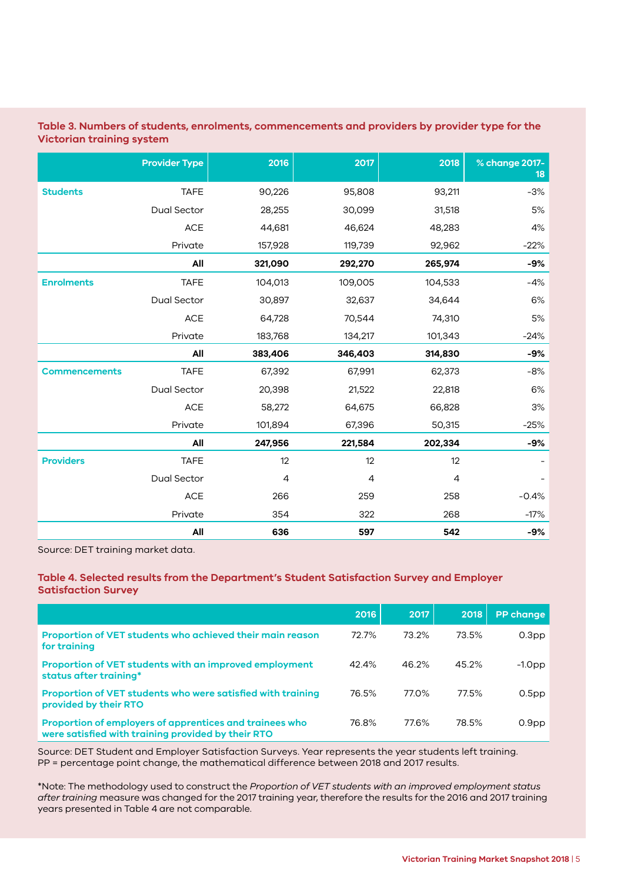**Table 3. Numbers of students, enrolments, commencements and providers by provider type for the Victorian training system**

| | Provider Type | 2016 | 2017 | 2018 | % change 2017-18 |
|---|---|---|---|---|---|
| **Students** | TAFE | 90,226 | 95,808 | 93,211 | -3% |
| | Dual Sector | 28,255 | 30,099 | 31,518 | 5% |
| | ACE | 44,681 | 46,624 | 48,283 | 4% |
| | Private | 157,928 | 119,739 | 92,962 | -22% |
| | **All** | **321,090** | **292,270** | **265,974** | **-9%** |
| **Enrolments** | TAFE | 104,013 | 109,005 | 104,533 | -4% |
| | Dual Sector | 30,897 | 32,637 | 34,644 | 6% |
| | ACE | 64,728 | 70,544 | 74,310 | 5% |
| | Private | 183,768 | 134,217 | 101,343 | -24% |
| | **All** | **383,406** | **346,403** | **314,830** | **-9%** |
| **Commencements** | TAFE | 67,392 | 67,991 | 62,373 | -8% |
| | Dual Sector | 20,398 | 21,522 | 22,818 | 6% |
| | ACE | 58,272 | 64,675 | 66,828 | 3% |
| | Private | 101,894 | 67,396 | 50,315 | -25% |
| | **All** | **247,956** | **221,584** | **202,334** | **-9%** |
| **Providers** | TAFE | 12 | 12 | 12 | - |
| | Dual Sector | 4 | 4 | 4 | - |
| | ACE | 266 | 259 | 258 | -0.4% |
| | Private | 354 | 322 | 268 | -17% |
| | **All** | **636** | **597** | **542** | **-9%** |

Source: DET training market data.

**Table 4. Selected results from the Department's Student Satisfaction Survey and Employer Satisfaction Survey**

| | 2016 | 2017 | 2018 | PP change |
|---|---|---|---|---|
| **Proportion of VET students who achieved their main reason for training** | 72.7% | 73.2% | 73.5% | 0.3pp |
| **Proportion of VET students with an improved employment status after training*** | 42.4% | 46.2% | 45.2% | -1.0pp |
| **Proportion of VET students who were satisfied with training provided by their RTO** | 76.5% | 77.0% | 77.5% | 0.5pp |
| **Proportion of employers of apprentices and trainees who were satisfied with training provided by their RTO** | 76.8% | 77.6% | 78.5% | 0.9pp |

Source: DET Student and Employer Satisfaction Surveys. Year represents the year students left training.
PP = percentage point change, the mathematical difference between 2018 and 2017 results.

*Note: The methodology used to construct the *Proportion of VET students with an improved employment status after training* measure was changed for the 2017 training year, therefore the results for the 2016 and 2017 training years presented in Table 4 are not comparable.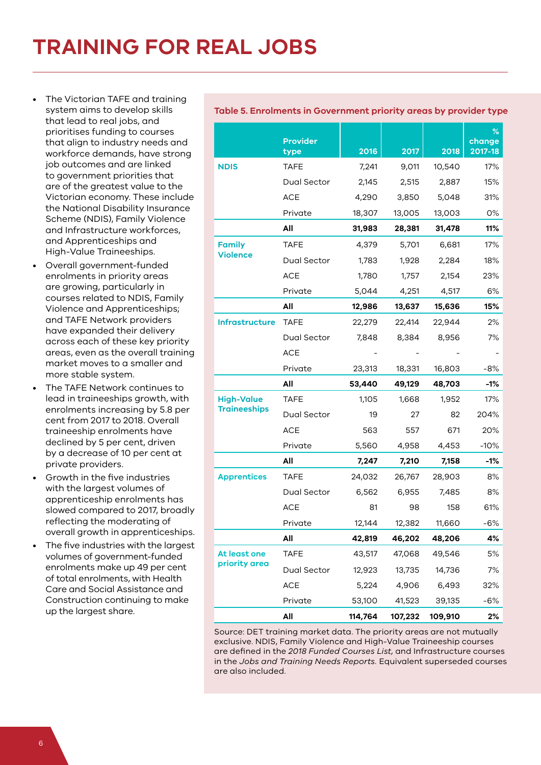# TRAINING FOR REAL JOBS

- The Victorian TAFE and training system aims to develop skills that lead to real jobs, and prioritises funding to courses that align to industry needs and workforce demands, have strong job outcomes and are linked to government priorities that are of the greatest value to the Victorian economy. These include the National Disability Insurance Scheme (NDIS), Family Violence and Infrastructure workforces, and Apprenticeships and High-Value Traineeships.
- Overall government-funded enrolments in priority areas are growing, particularly in courses related to NDIS, Family Violence and Apprenticeships; and TAFE Network providers have expanded their delivery across each of these key priority areas, even as the overall training market moves to a smaller and more stable system.
- The TAFE Network continues to lead in traineeships growth, with enrolments increasing by 5.8 per cent from 2017 to 2018. Overall traineeship enrolments have declined by 5 per cent, driven by a decrease of 10 per cent at private providers.
- Growth in the five industries with the largest volume of apprenticeship enrolments has slowed compared to 2017, broadly reflecting the moderating of overall growth in apprenticeships.
- The five industries with the largest volumes of government-funded enrolments make up 49 per cent of total enrolments, with Health Care and Social Assistance and Construction continuing to make up the largest share.

**Table 5. Enrolments in Government priority areas by provider type**

| | Provider type | 2016 | 2017 | 2018 | % change 2017-18 |
|---|---|---|---|---|---|
| **NDIS** | TAFE | 7,241 | 9,011 | 10,540 | 17% |
| | Dual Sector | 2,145 | 2,515 | 2,887 | 15% |
| | ACE | 4,290 | 3,850 | 5,048 | 31% |
| | Private | 18,307 | 13,005 | 13,003 | 0% |
| | **All** | **31,983** | **28,381** | **31,478** | **11%** |
| **Family Violence** | TAFE | 4,379 | 5,701 | 6,681 | 17% |
| | Dual Sector | 1,783 | 1,928 | 2,284 | 18% |
| | ACE | 1,780 | 1,757 | 2,154 | 23% |
| | Private | 5,044 | 4,251 | 4,517 | 6% |
| | **All** | **12,986** | **13,637** | **15,636** | **15%** |
| **Infrastructure** | TAFE | 22,279 | 22,414 | 22,944 | 2% |
| | Dual Sector | 7,848 | 8,384 | 8,956 | 7% |
| | ACE | - | - | - | - |
| | Private | 23,313 | 18,331 | 16,803 | -8% |
| | **All** | **53,440** | **49,129** | **48,703** | **-1%** |
| **High-Value Traineeships** | TAFE | 1,105 | 1,668 | 1,952 | 17% |
| | Dual Sector | 19 | 27 | 82 | 204% |
| | ACE | 563 | 557 | 671 | 20% |
| | Private | 5,560 | 4,958 | 4,453 | -10% |
| | **All** | **7,247** | **7,210** | **7,158** | **-1%** |
| **Apprentices** | TAFE | 24,032 | 26,767 | 28,903 | 8% |
| | Dual Sector | 6,562 | 6,955 | 7,485 | 8% |
| | ACE | 81 | 98 | 158 | 61% |
| | Private | 12,144 | 12,382 | 11,660 | -6% |
| | **All** | **42,819** | **46,202** | **48,206** | **4%** |
| **At least one priority area** | TAFE | 43,517 | 47,068 | 49,546 | 5% |
| | Dual Sector | 12,923 | 13,735 | 14,736 | 7% |
| | ACE | 5,224 | 4,906 | 6,493 | 32% |
| | Private | 53,100 | 41,523 | 39,135 | -6% |
| | **All** | **114,764** | **107,232** | **109,910** | **2%** |

Source: DET training market data. The priority areas are not mutually exclusive. NDIS, Family Violence and High-Value Traineeship courses are defined in the *2018 Funded Courses List,* and Infrastructure courses in the *Jobs and Training Needs Reports*. Equivalent superseded courses are also included.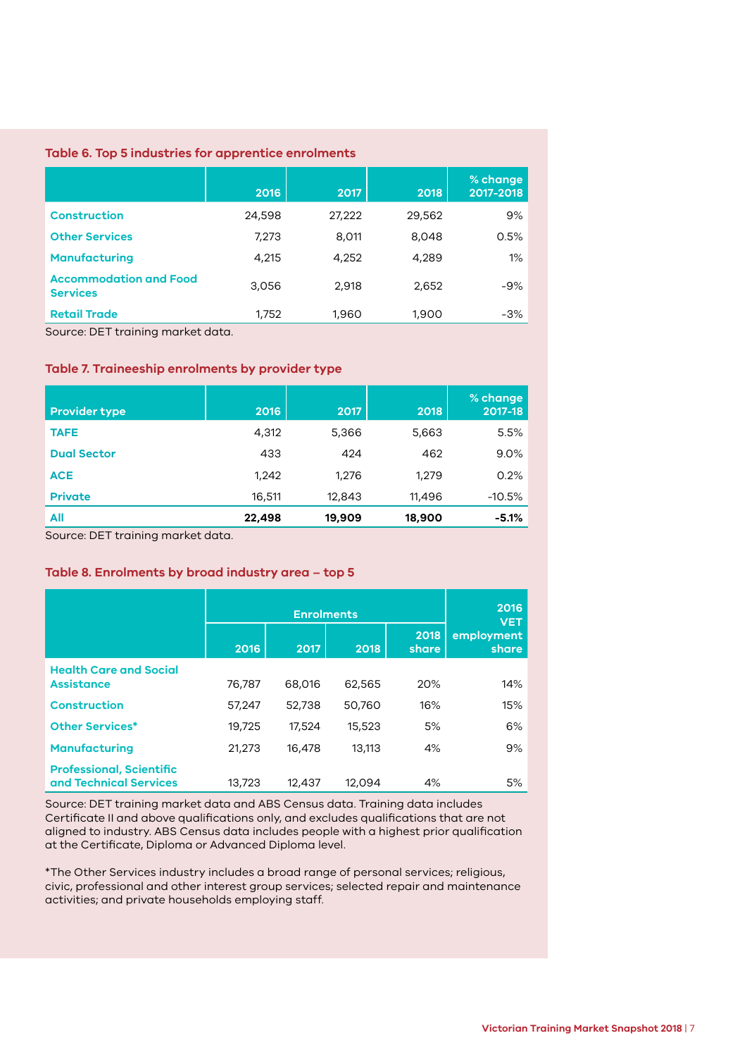### Table 6. Top 5 industries for apprentice enrolments

| | 2016 | 2017 | 2018 | % change 2017-2018 |
|---|---|---|---|---|
| Construction | 24,598 | 27,222 | 29,562 | 9% |
| Other Services | 7,273 | 8,011 | 8,048 | 0.5% |
| Manufacturing | 4,215 | 4,252 | 4,289 | 1% |
| Accommodation and Food Services | 3,056 | 2,918 | 2,652 | -9% |
| Retail Trade | 1,752 | 1,960 | 1,900 | -3% |

Source: DET training market data.

### Table 7. Traineeship enrolments by provider type

| Provider type | 2016 | 2017 | 2018 | % change 2017-18 |
|---|---|---|---|---|
| TAFE | 4,312 | 5,366 | 5,663 | 5.5% |
| Dual Sector | 433 | 424 | 462 | 9.0% |
| ACE | 1,242 | 1,276 | 1,279 | 0.2% |
| Private | 16,511 | 12,843 | 11,496 | -10.5% |
| **All** | **22,498** | **19,909** | **18,900** | **-5.1%** |

Source: DET training market data.

### Table 8. Enrolments by broad industry area – top 5

| | Enrolments | | | | 2016 VET employment share |
|---|---|---|---|---|---|
| | 2016 | 2017 | 2018 | 2018 share | |
| Health Care and Social Assistance | 76,787 | 68,016 | 62,565 | 20% | 14% |
| Construction | 57,247 | 52,738 | 50,760 | 16% | 15% |
| Other Services* | 19,725 | 17,524 | 15,523 | 5% | 6% |
| Manufacturing | 21,273 | 16,478 | 13,113 | 4% | 9% |
| Professional, Scientific and Technical Services | 13,723 | 12,437 | 12,094 | 4% | 5% |

Source: DET training market data and ABS Census data. Training data includes Certificate II and above qualifications only, and excludes qualifications that are not aligned to industry. ABS Census data includes people with a highest prior qualification at the Certificate, Diploma or Advanced Diploma level.

*The Other Services industry includes a broad range of personal services; religious, civic, professional and other interest group services; selected repair and maintenance activities; and private households employing staff.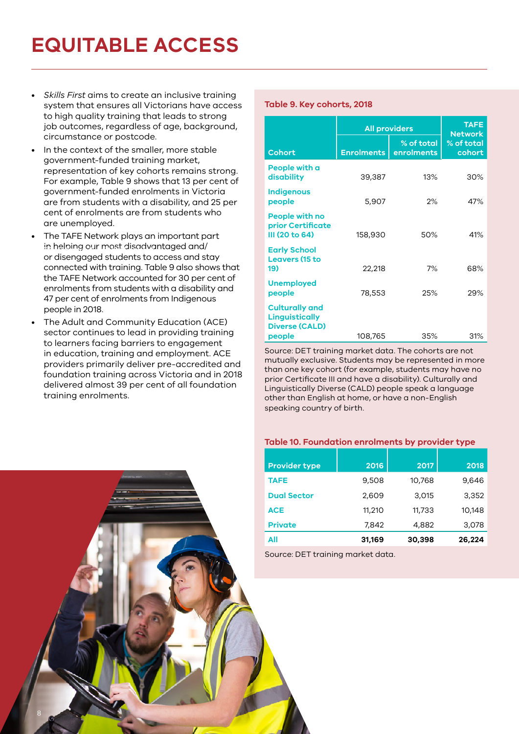# EQUITABLE ACCESS

- *Skills First* aims to create an inclusive training system that ensures all Victorians have access to high quality training that leads to strong job outcomes, regardless of age, background, circumstance or postcode.
- In the context of the smaller, more stable government-funded training market, representation of key cohorts remains strong. For example, Table 9 shows that 13 per cent of government-funded enrolments in Victoria are from students with a disability, and 25 per cent of enrolments are from students who are unemployed.
- The TAFE Network plays an important part in helping our most disadvantaged and/or disengaged students to access and stay connected with training. Table 9 also shows that the TAFE Network accounted for 30 per cent of enrolments from students with a disability and 47 per cent of enrolments from Indigenous people in 2018.
- The Adult and Community Education (ACE) sector continues to lead in providing training to learners facing barriers to engagement in education, training and employment. ACE providers primarily deliver pre-accredited and foundation training across Victoria and in 2018 delivered almost 39 per cent of all foundation training enrolments.

**Table 9. Key cohorts, 2018**

| Cohort | All providers | | TAFE Network |
|---|---|---|---|
| | Enrolments | % of total enrolments | % of total cohort |
| People with a disability | 39,387 | 13% | 30% |
| Indigenous people | 5,907 | 2% | 47% |
| People with no prior Certificate III (20 to 64) | 158,930 | 50% | 41% |
| Early School Leavers (15 to 19) | 22,218 | 7% | 68% |
| Unemployed people | 78,553 | 25% | 29% |
| Culturally and Linguistically Diverse (CALD) people | 108,765 | 35% | 31% |

Source: DET training market data. The cohorts are not mutually exclusive. Students may be represented in more than one key cohort (for example, students may have no prior Certificate III and have a disability). Culturally and Linguistically Diverse (CALD) people speak a language other than English at home, or have a non-English speaking country of birth.

**Table 10. Foundation enrolments by provider type**

| Provider type | 2016 | 2017 | 2018 |
|---|---|---|---|
| TAFE | 9,508 | 10,768 | 9,646 |
| Dual Sector | 2,609 | 3,015 | 3,352 |
| ACE | 11,210 | 11,733 | 10,148 |
| Private | 7,842 | 4,882 | 3,078 |
| **All** | **31,169** | **30,398** | **26,224** |

Source: DET training market data.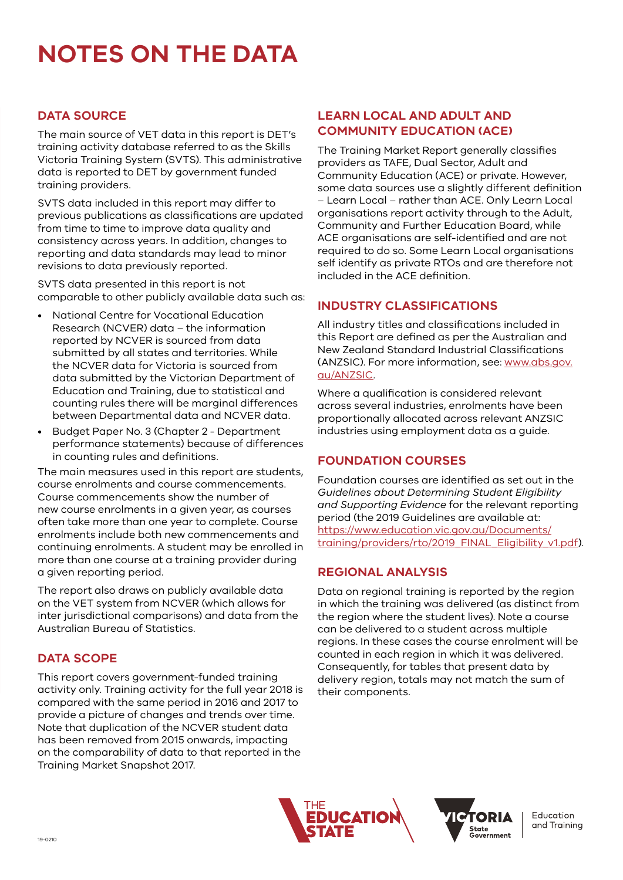# NOTES ON THE DATA

## DATA SOURCE

The main source of VET data in this report is DET's training activity database referred to as the Skills Victoria Training System (SVTS). This administrative data is reported to DET by government funded training providers.

SVTS data included in this report may differ to previous publications as classifications are updated from time to time to improve data quality and consistency across years. In addition, changes to reporting and data standards may lead to minor revisions to data previously reported.

SVTS data presented in this report is not comparable to other publicly available data such as:

- National Centre for Vocational Education Research (NCVER) data – the information reported by NCVER is sourced from data submitted by all states and territories. While the NCVER data for Victoria is sourced from data submitted by the Victorian Department of Education and Training, due to statistical and counting rules there will be marginal differences between Departmental data and NCVER data.
- Budget Paper No. 3 (Chapter 2 - Department performance statements) because of differences in counting rules and definitions.

The main measures used in this report are students, course enrolments and course commencements. Course commencements show the number of new course enrolments in a given year, as courses often take more than one year to complete. Course enrolments include both new commencements and continuing enrolments. A student may be enrolled in more than one course at a training provider during a given reporting period.

The report also draws on publicly available data on the VET system from NCVER (which allows for inter jurisdictional comparisons) and data from the Australian Bureau of Statistics.

## DATA SCOPE

This report covers government-funded training activity only. Training activity for the full year 2018 is compared with the same period in 2016 and 2017 to provide a picture of changes and trends over time. Note that duplication of the NCVER student data has been removed from 2015 onwards, impacting on the comparability of data to that reported in the Training Market Snapshot 2017.

## LEARN LOCAL AND ADULT AND COMMUNITY EDUCATION (ACE)

The Training Market Report generally classifies providers as TAFE, Dual Sector, Adult and Community Education (ACE) or private. However, some data sources use a slightly different definition – Learn Local – rather than ACE. Only Learn Local organisations report activity through to the Adult, Community and Further Education Board, while ACE organisations are self-identified and are not required to do so. Some Learn Local organisations self identify as private RTOs and are therefore not included in the ACE definition.

## INDUSTRY CLASSIFICATIONS

All industry titles and classifications included in this Report are defined as per the Australian and New Zealand Standard Industrial Classifications (ANZSIC). For more information, see: www.abs.gov.au/ANZSIC.

Where a qualification is considered relevant across several industries, enrolments have been proportionally allocated across relevant ANZSIC industries using employment data as a guide.

## FOUNDATION COURSES

Foundation courses are identified as set out in the *Guidelines about Determining Student Eligibility and Supporting Evidence* for the relevant reporting period (the 2019 Guidelines are available at: https://www.education.vic.gov.au/Documents/training/providers/rto/2019_FINAL_Eligibility_v1.pdf).

## REGIONAL ANALYSIS

Data on regional training is reported by the region in which the training was delivered (as distinct from the region where the student lives). Note a course can be delivered to a student across multiple regions. In these cases the course enrolment will be counted in each region in which it was delivered. Consequently, for tables that present data by delivery region, totals may not match the sum of their components.

19-0210